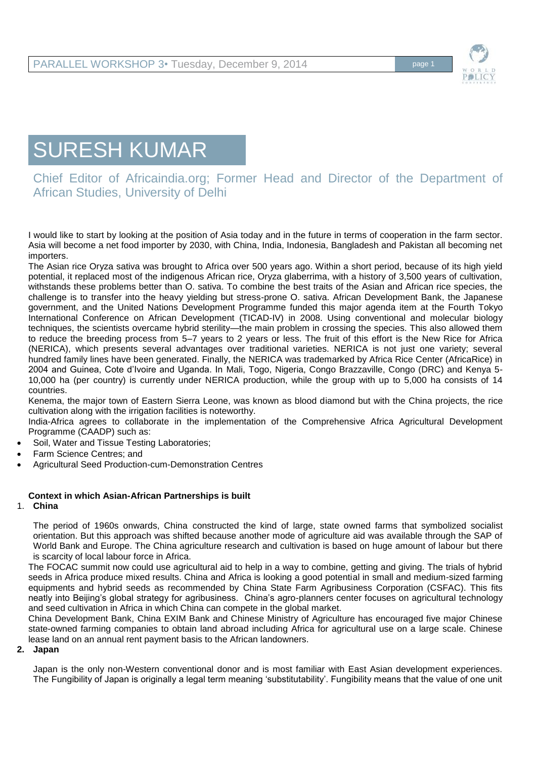# SURESH KUMAR

Chief Editor of Africaindia.org; Former Head and Director of the Department of African Studies, University of Delhi

I would like to start by looking at the position of Asia today and in the future in terms of cooperation in the farm sector. Asia will become a net food importer by 2030, with China, India, Indonesia, Bangladesh and Pakistan all becoming net importers.

The Asian rice Oryza sativa was brought to Africa over 500 years ago. Within a short period, because of its high yield potential, it replaced most of the indigenous African rice, Oryza glaberrima, with a history of 3,500 years of cultivation, withstands these problems better than O. sativa. To combine the best traits of the Asian and African rice species, the challenge is to transfer into the heavy yielding but stress-prone O. sativa. African Development Bank, the Japanese government, and the United Nations Development Programme funded this major agenda item at the Fourth Tokyo International Conference on African Development (TICAD-IV) in 2008. Using conventional and molecular biology techniques, the scientists overcame hybrid sterility—the main problem in crossing the species. This also allowed them to reduce the breeding process from 5–7 years to 2 years or less. The fruit of this effort is the New Rice for Africa (NERICA), which presents several advantages over traditional varieties. NERICA is not just one variety; several hundred family lines have been generated. Finally, the NERICA was trademarked by Africa Rice Center (AfricaRice) in 2004 and Guinea, Cote d'Ivoire and Uganda. In Mali, Togo, Nigeria, Congo Brazzaville, Congo (DRC) and Kenya 5-10,000 ha (per country) is currently under NERICA production, while the group with up to 5,000 ha consists of 14 countries.

Kenema, the major town of Eastern Sierra Leone, was known as blood diamond but with the China projects, the rice cultivation along with the irrigation facilities is noteworthy.

India-Africa agrees to collaborate in the implementation of the Comprehensive Africa Agricultural Development Programme (CAADP) such as:

- Soil, Water and Tissue Testing Laboratories;
- Farm Science Centres; and
- Agricultural Seed Production-cum-Demonstration Centres

**Context in which Asian-African Partnerships is built**

1. **China**

The period of 1960s onwards, China constructed the kind of large, state owned farms that symbolized socialist orientation. But this approach was shifted because another mode of agriculture aid was available through the SAP of World Bank and Europe. The China agriculture research and cultivation is based on huge amount of labour but there is scarcity of local labour force in Africa.

The FOCAC summit now could use agricultural aid to help in a way to combine, getting and giving. The trials of hybrid seeds in Africa produce mixed results. China and Africa is looking a good potential in small and medium-sized farming equipments and hybrid seeds as recommended by China State Farm Agribusiness Corporation (CSFAC). This fits neatly into Beijing's global strategy for agribusiness. China's agro-planners center focuses on agricultural technology and seed cultivation in Africa in which China can compete in the global market.

China Development Bank, China EXIM Bank and Chinese Ministry of Agriculture has encouraged five major Chinese state-owned farming companies to obtain land abroad including Africa for agricultural use on a large scale. Chinese lease land on an annual rent payment basis to the African landowners.

2. **Japan**

Japan is the only non-Western conventional donor and is most familiar with East Asian development experiences. The Fungibility of Japan is originally a legal term meaning 'substitutability'. Fungibility means that the value of one unit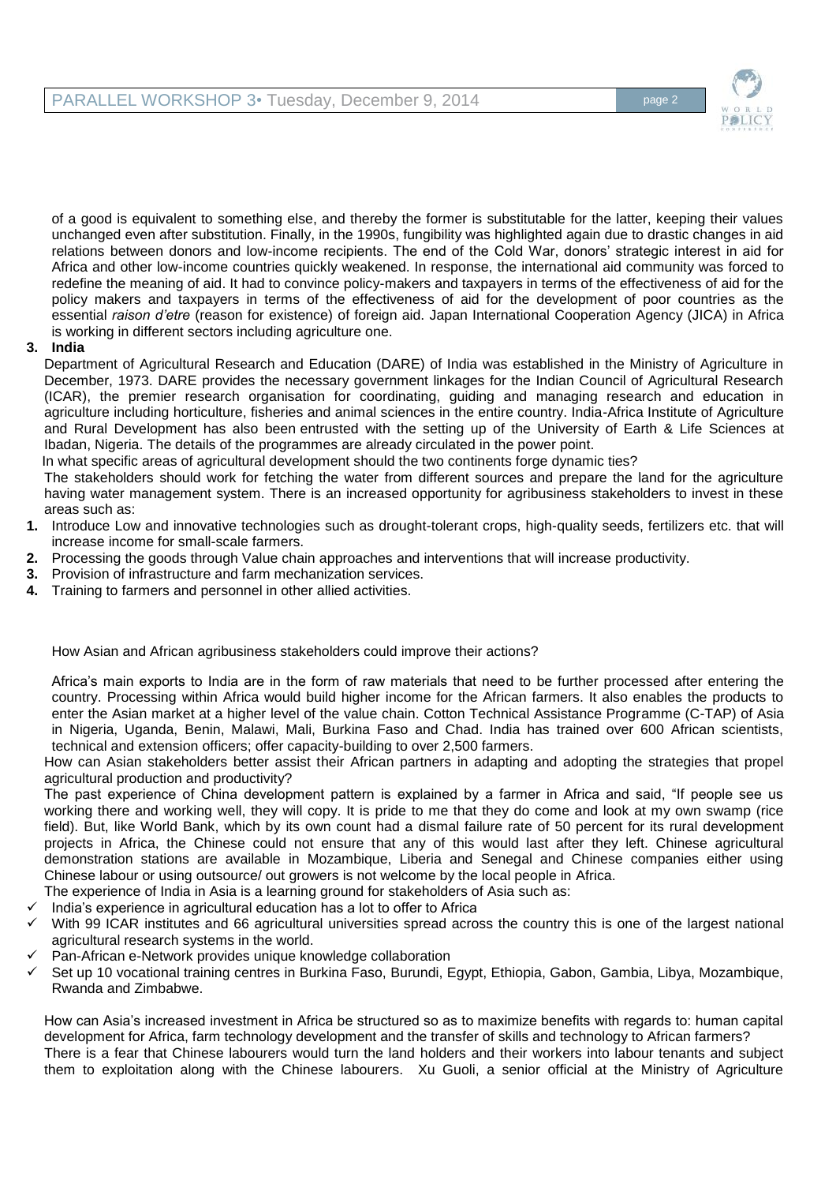of a good is equivalent to something else, and thereby the former is substitutable for the latter, keeping their values unchanged even after substitution. Finally, in the 1990s, fungibility was highlighted again due to drastic changes in aid relations between donors and low-income recipients. The end of the Cold War, donors' strategic interest in aid for Africa and other low-income countries quickly weakened. In response, the international aid community was forced to redefine the meaning of aid. It had to convince policy-makers and taxpayers in terms of the effectiveness of aid for the policy makers and taxpayers in terms of the effectiveness of aid for the development of poor countries as the essential *raison d'etre* (reason for existence) of foreign aid. Japan International Cooperation Agency (JICA) in Africa is working in different sectors including agriculture one.

**3. India**

Department of Agricultural Research and Education (DARE) of India was established in the Ministry of Agriculture in December, 1973. DARE provides the necessary government linkages for the Indian Council of Agricultural Research (ICAR), the premier research organisation for coordinating, guiding and managing research and education in agriculture including horticulture, fisheries and animal sciences in the entire country. India-Africa Institute of Agriculture and Rural Development has also been entrusted with the setting up of the University of Earth & Life Sciences at Ibadan, Nigeria. The details of the programmes are already circulated in the power point.

In what specific areas of agricultural development should the two continents forge dynamic ties?

The stakeholders should work for fetching the water from different sources and prepare the land for the agriculture having water management system. There is an increased opportunity for agribusiness stakeholders to invest in these areas such as:

1. Introduce Low and innovative technologies such as drought-tolerant crops, high-quality seeds, fertilizers etc. that will increase income for small-scale farmers.
2. Processing the goods through Value chain approaches and interventions that will increase productivity.
3. Provision of infrastructure and farm mechanization services.
4. Training to farmers and personnel in other allied activities.

How Asian and African agribusiness stakeholders could improve their actions?

Africa's main exports to India are in the form of raw materials that need to be further processed after entering the country. Processing within Africa would build higher income for the African farmers. It also enables the products to enter the Asian market at a higher level of the value chain. Cotton Technical Assistance Programme (C-TAP) of Asia in Nigeria, Uganda, Benin, Malawi, Mali, Burkina Faso and Chad. India has trained over 600 African scientists, technical and extension officers; offer capacity-building to over 2,500 farmers.

How can Asian stakeholders better assist their African partners in adapting and adopting the strategies that propel agricultural production and productivity?

The past experience of China development pattern is explained by a farmer in Africa and said, "If people see us working there and working well, they will copy. It is pride to me that they do come and look at my own swamp (rice field). But, like World Bank, which by its own count had a dismal failure rate of 50 percent for its rural development projects in Africa, the Chinese could not ensure that any of this would last after they left. Chinese agricultural demonstration stations are available in Mozambique, Liberia and Senegal and Chinese companies either using Chinese labour or using outsource/ out growers is not welcome by the local people in Africa.

The experience of India in Asia is a learning ground for stakeholders of Asia such as:

- ✓ India's experience in agricultural education has a lot to offer to Africa
- ✓ With 99 ICAR institutes and 66 agricultural universities spread across the country this is one of the largest national agricultural research systems in the world.
- ✓ Pan-African e-Network provides unique knowledge collaboration
- ✓ Set up 10 vocational training centres in Burkina Faso, Burundi, Egypt, Ethiopia, Gabon, Gambia, Libya, Mozambique, Rwanda and Zimbabwe.

How can Asia's increased investment in Africa be structured so as to maximize benefits with regards to: human capital development for Africa, farm technology development and the transfer of skills and technology to African farmers?

There is a fear that Chinese labourers would turn the land holders and their workers into labour tenants and subject them to exploitation along with the Chinese labourers. Xu Guoli, a senior official at the Ministry of Agriculture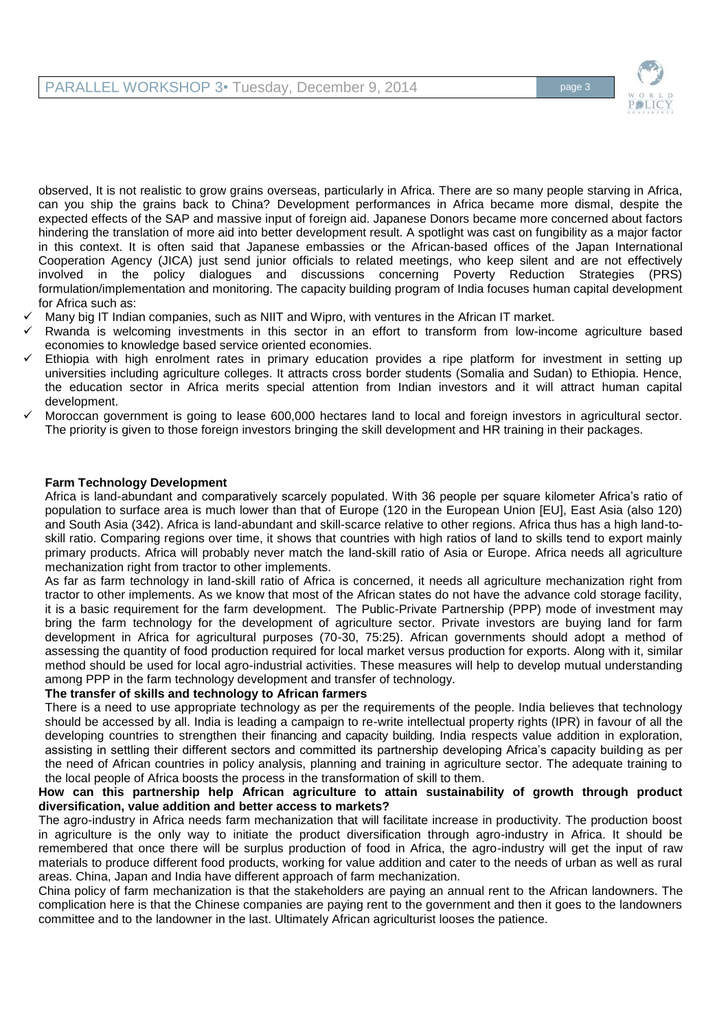observed, It is not realistic to grow grains overseas, particularly in Africa. There are so many people starving in Africa, can you ship the grains back to China? Development performances in Africa became more dismal, despite the expected effects of the SAP and massive input of foreign aid. Japanese Donors became more concerned about factors hindering the translation of more aid into better development result. A spotlight was cast on fungibility as a major factor in this context. It is often said that Japanese embassies or the African-based offices of the Japan International Cooperation Agency (JICA) just send junior officials to related meetings, who keep silent and are not effectively involved in the policy dialogues and discussions concerning Poverty Reduction Strategies (PRS) formulation/implementation and monitoring. The capacity building program of India focuses human capital development for Africa such as:

- ✓ Many big IT Indian companies, such as NIIT and Wipro, with ventures in the African IT market.
- ✓ Rwanda is welcoming investments in this sector in an effort to transform from low-income agriculture based economies to knowledge based service oriented economies.
- ✓ Ethiopia with high enrolment rates in primary education provides a ripe platform for investment in setting up universities including agriculture colleges. It attracts cross border students (Somalia and Sudan) to Ethiopia. Hence, the education sector in Africa merits special attention from Indian investors and it will attract human capital development.
- ✓ Moroccan government is going to lease 600,000 hectares land to local and foreign investors in agricultural sector. The priority is given to those foreign investors bringing the skill development and HR training in their packages.

**Farm Technology Development**

Africa is land-abundant and comparatively scarcely populated. With 36 people per square kilometer Africa's ratio of population to surface area is much lower than that of Europe (120 in the European Union [EU], East Asia (also 120) and South Asia (342). Africa is land-abundant and skill-scarce relative to other regions. Africa thus has a high land-to-skill ratio. Comparing regions over time, it shows that countries with high ratios of land to skills tend to export mainly primary products. Africa will probably never match the land-skill ratio of Asia or Europe. Africa needs all agriculture mechanization right from tractor to other implements.

As far as farm technology in land-skill ratio of Africa is concerned, it needs all agriculture mechanization right from tractor to other implements. As we know that most of the African states do not have the advance cold storage facility, it is a basic requirement for the farm development. The Public-Private Partnership (PPP) mode of investment may bring the farm technology for the development of agriculture sector. Private investors are buying land for farm development in Africa for agricultural purposes (70-30, 75:25). African governments should adopt a method of assessing the quantity of food production required for local market versus production for exports. Along with it, similar method should be used for local agro-industrial activities. These measures will help to develop mutual understanding among PPP in the farm technology development and transfer of technology.

**The transfer of skills and technology to African farmers**

There is a need to use appropriate technology as per the requirements of the people. India believes that technology should be accessed by all. India is leading a campaign to re-write intellectual property rights (IPR) in favour of all the developing countries to strengthen their financing and capacity building. India respects value addition in exploration, assisting in settling their different sectors and committed its partnership developing Africa's capacity building as per the need of African countries in policy analysis, planning and training in agriculture sector. The adequate training to the local people of Africa boosts the process in the transformation of skill to them.

**How can this partnership help African agriculture to attain sustainability of growth through product diversification, value addition and better access to markets?**

The agro-industry in Africa needs farm mechanization that will facilitate increase in productivity. The production boost in agriculture is the only way to initiate the product diversification through agro-industry in Africa. It should be remembered that once there will be surplus production of food in Africa, the agro-industry will get the input of raw materials to produce different food products, working for value addition and cater to the needs of urban as well as rural areas. China, Japan and India have different approach of farm mechanization.

China policy of farm mechanization is that the stakeholders are paying an annual rent to the African landowners. The complication here is that the Chinese companies are paying rent to the government and then it goes to the landowners committee and to the landowner in the last. Ultimately African agriculturist looses the patience.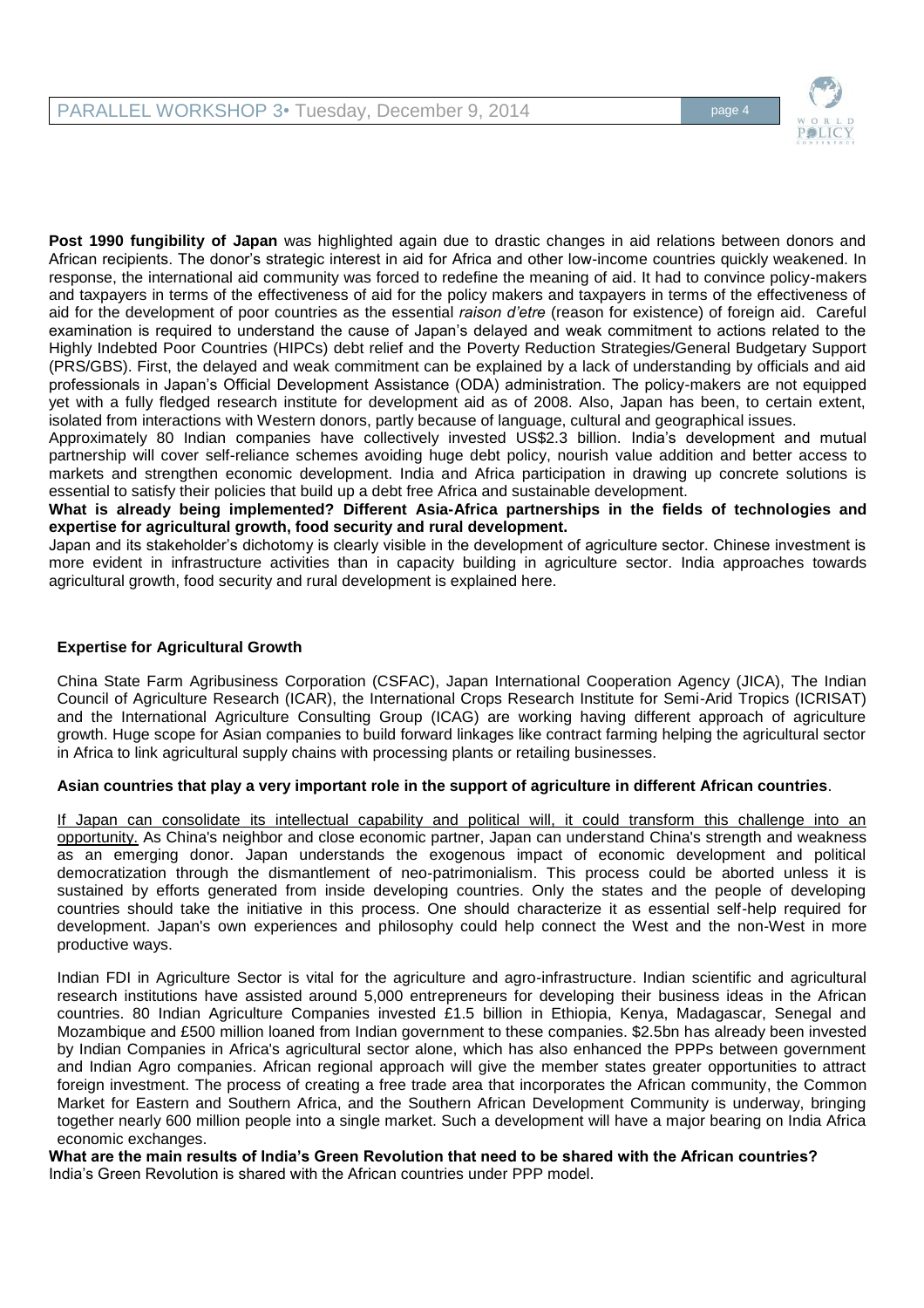**Post 1990 fungibility of Japan** was highlighted again due to drastic changes in aid relations between donors and African recipients. The donor's strategic interest in aid for Africa and other low-income countries quickly weakened. In response, the international aid community was forced to redefine the meaning of aid. It had to convince policy-makers and taxpayers in terms of the effectiveness of aid for the policy makers and taxpayers in terms of the effectiveness of aid for the development of poor countries as the essential *raison d'etre* (reason for existence) of foreign aid. Careful examination is required to understand the cause of Japan's delayed and weak commitment to actions related to the Highly Indebted Poor Countries (HIPCs) debt relief and the Poverty Reduction Strategies/General Budgetary Support (PRS/GBS). First, the delayed and weak commitment can be explained by a lack of understanding by officials and aid professionals in Japan's Official Development Assistance (ODA) administration. The policy-makers are not equipped yet with a fully fledged research institute for development aid as of 2008. Also, Japan has been, to certain extent, isolated from interactions with Western donors, partly because of language, cultural and geographical issues.

Approximately 80 Indian companies have collectively invested US$2.3 billion. India's development and mutual partnership will cover self-reliance schemes avoiding huge debt policy, nourish value addition and better access to markets and strengthen economic development. India and Africa participation in drawing up concrete solutions is essential to satisfy their policies that build up a debt free Africa and sustainable development.

**What is already being implemented? Different Asia-Africa partnerships in the fields of technologies and expertise for agricultural growth, food security and rural development.**

Japan and its stakeholder's dichotomy is clearly visible in the development of agriculture sector. Chinese investment is more evident in infrastructure activities than in capacity building in agriculture sector. India approaches towards agricultural growth, food security and rural development is explained here.

**Expertise for Agricultural Growth**

China State Farm Agribusiness Corporation (CSFAC), Japan International Cooperation Agency (JICA), The Indian Council of Agriculture Research (ICAR), the International Crops Research Institute for Semi-Arid Tropics (ICRISAT) and the International Agriculture Consulting Group (ICAG) are working having different approach of agriculture growth. Huge scope for Asian companies to build forward linkages like contract farming helping the agricultural sector in Africa to link agricultural supply chains with processing plants or retailing businesses.

**Asian countries that play a very important role in the support of agriculture in different African countries**.

<u>If Japan can consolidate its intellectual capability and political will, it could transform this challenge into an opportunity.</u> As China's neighbor and close economic partner, Japan can understand China's strength and weakness as an emerging donor. Japan understands the exogenous impact of economic development and political democratization through the dismantlement of neo-patrimonialism. This process could be aborted unless it is sustained by efforts generated from inside developing countries. Only the states and the people of developing countries should take the initiative in this process. One should characterize it as essential self-help required for development. Japan's own experiences and philosophy could help connect the West and the non-West in more productive ways.

Indian FDI in Agriculture Sector is vital for the agriculture and agro-infrastructure. Indian scientific and agricultural research institutions have assisted around 5,000 entrepreneurs for developing their business ideas in the African countries. 80 Indian Agriculture Companies invested £1.5 billion in Ethiopia, Kenya, Madagascar, Senegal and Mozambique and £500 million loaned from Indian government to these companies. $2.5bn has already been invested by Indian Companies in Africa's agricultural sector alone, which has also enhanced the PPPs between government and Indian Agro companies. African regional approach will give the member states greater opportunities to attract foreign investment. The process of creating a free trade area that incorporates the African community, the Common Market for Eastern and Southern Africa, and the Southern African Development Community is underway, bringing together nearly 600 million people into a single market. Such a development will have a major bearing on India Africa economic exchanges.

**What are the main results of India's Green Revolution that need to be shared with the African countries?**

India's Green Revolution is shared with the African countries under PPP model.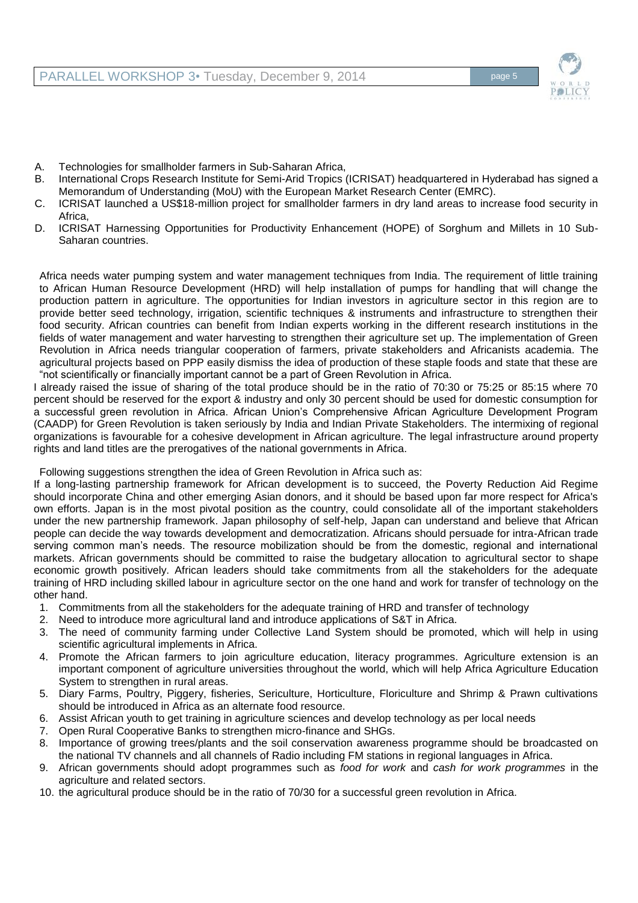A. Technologies for smallholder farmers in Sub-Saharan Africa,
B. International Crops Research Institute for Semi-Arid Tropics (ICRISAT) headquartered in Hyderabad has signed a Memorandum of Understanding (MoU) with the European Market Research Center (EMRC).
C. ICRISAT launched a US$18-million project for smallholder farmers in dry land areas to increase food security in Africa,
D. ICRISAT Harnessing Opportunities for Productivity Enhancement (HOPE) of Sorghum and Millets in 10 Sub-Saharan countries.

Africa needs water pumping system and water management techniques from India. The requirement of little training to African Human Resource Development (HRD) will help installation of pumps for handling that will change the production pattern in agriculture. The opportunities for Indian investors in agriculture sector in this region are to provide better seed technology, irrigation, scientific techniques & instruments and infrastructure to strengthen their food security. African countries can benefit from Indian experts working in the different research institutions in the fields of water management and water harvesting to strengthen their agriculture set up. The implementation of Green Revolution in Africa needs triangular cooperation of farmers, private stakeholders and Africanists academia. The agricultural projects based on PPP easily dismiss the idea of production of these staple foods and state that these are "not scientifically or financially important cannot be a part of Green Revolution in Africa.

I already raised the issue of sharing of the total produce should be in the ratio of 70:30 or 75:25 or 85:15 where 70 percent should be reserved for the export & industry and only 30 percent should be used for domestic consumption for a successful green revolution in Africa. African Union's Comprehensive African Agriculture Development Program (CAADP) for Green Revolution is taken seriously by India and Indian Private Stakeholders. The intermixing of regional organizations is favourable for a cohesive development in African agriculture. The legal infrastructure around property rights and land titles are the prerogatives of the national governments in Africa.

Following suggestions strengthen the idea of Green Revolution in Africa such as:

If a long-lasting partnership framework for African development is to succeed, the Poverty Reduction Aid Regime should incorporate China and other emerging Asian donors, and it should be based upon far more respect for Africa's own efforts. Japan is in the most pivotal position as the country, could consolidate all of the important stakeholders under the new partnership framework. Japan philosophy of self-help, Japan can understand and believe that African people can decide the way towards development and democratization. Africans should persuade for intra-African trade serving common man's needs. The resource mobilization should be from the domestic, regional and international markets. African governments should be committed to raise the budgetary allocation to agricultural sector to shape economic growth positively. African leaders should take commitments from all the stakeholders for the adequate training of HRD including skilled labour in agriculture sector on the one hand and work for transfer of technology on the other hand.

1. Commitments from all the stakeholders for the adequate training of HRD and transfer of technology
2. Need to introduce more agricultural land and introduce applications of S&T in Africa.
3. The need of community farming under Collective Land System should be promoted, which will help in using scientific agricultural implements in Africa.
4. Promote the African farmers to join agriculture education, literacy programmes. Agriculture extension is an important component of agriculture universities throughout the world, which will help Africa Agriculture Education System to strengthen in rural areas.
5. Diary Farms, Poultry, Piggery, fisheries, Sericulture, Horticulture, Floriculture and Shrimp & Prawn cultivations should be introduced in Africa as an alternate food resource.
6. Assist African youth to get training in agriculture sciences and develop technology as per local needs
7. Open Rural Cooperative Banks to strengthen micro-finance and SHGs.
8. Importance of growing trees/plants and the soil conservation awareness programme should be broadcasted on the national TV channels and all channels of Radio including FM stations in regional languages in Africa.
9. African governments should adopt programmes such as *food for work* and *cash for work programmes* in the agriculture and related sectors.
10. the agricultural produce should be in the ratio of 70/30 for a successful green revolution in Africa.